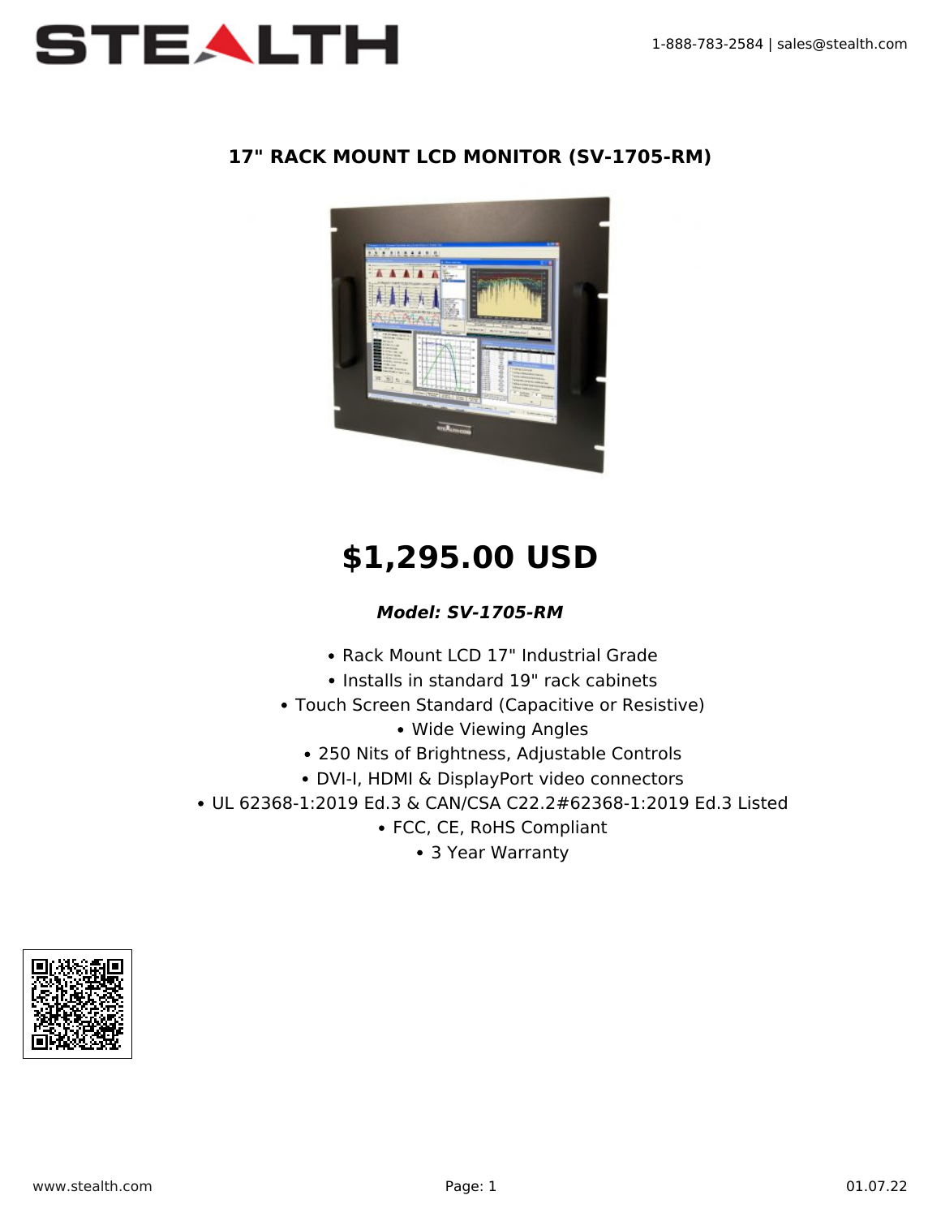# 17" RACK MOUNT LCD MONITOR (SV-1705-RM)

## $1,295.00 USD

***Model: SV-1705-RM***

- Rack Mount LCD 17" Industrial Grade
- Installs in standard 19" rack cabinets
- Touch Screen Standard (Capacitive or Resistive)
- Wide Viewing Angles
- 250 Nits of Brightness, Adjustable Controls
- DVI-I, HDMI & DisplayPort video connectors
- UL 62368-1:2019 Ed.3 & CAN/CSA C22.2#62368-1:2019 Ed.3 Listed
- FCC, CE, RoHS Compliant
- 3 Year Warranty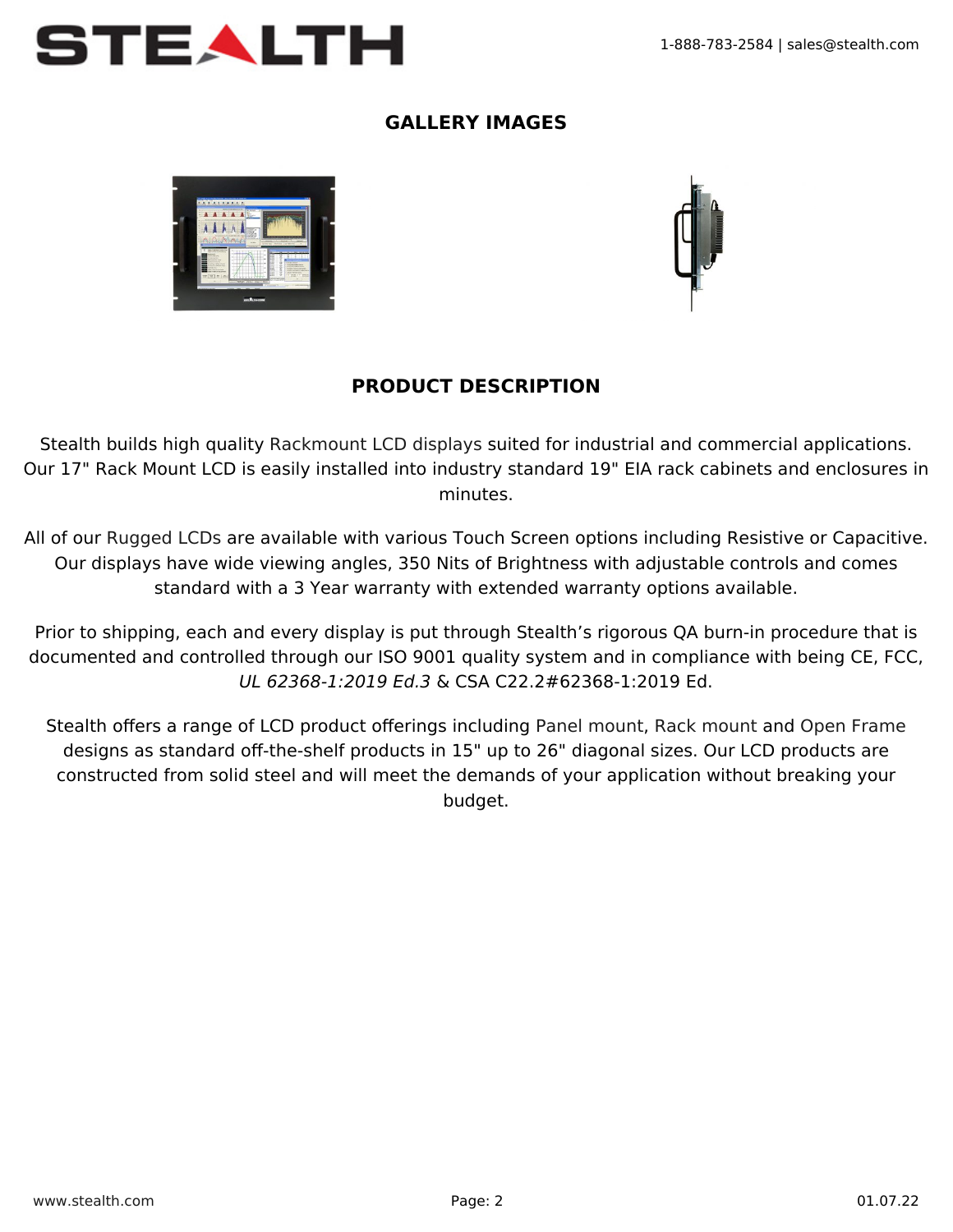## GALLERY IMAGES

## PRODUCT DESCRIPTION

Stealth builds high quality Rackmount LCD displays suited for industrial and commercial applications. Our 17" Rack Mount LCD is easily installed into industry standard 19" EIA rack cabinets and enclosures in minutes.

All of our Rugged LCDs are available with various Touch Screen options including Resistive or Capacitive. Our displays have wide viewing angles, 350 Nits of Brightness with adjustable controls and comes standard with a 3 Year warranty with extended warranty options available.

Prior to shipping, each and every display is put through Stealth's rigorous QA burn-in procedure that is documented and controlled through our ISO 9001 quality system and in compliance with being CE, FCC, *UL 62368-1:2019 Ed.3* & CSA C22.2#62368-1:2019 Ed.

Stealth offers a range of LCD product offerings including Panel mount, Rack mount and Open Frame designs as standard off-the-shelf products in 15" up to 26" diagonal sizes. Our LCD products are constructed from solid steel and will meet the demands of your application without breaking your budget.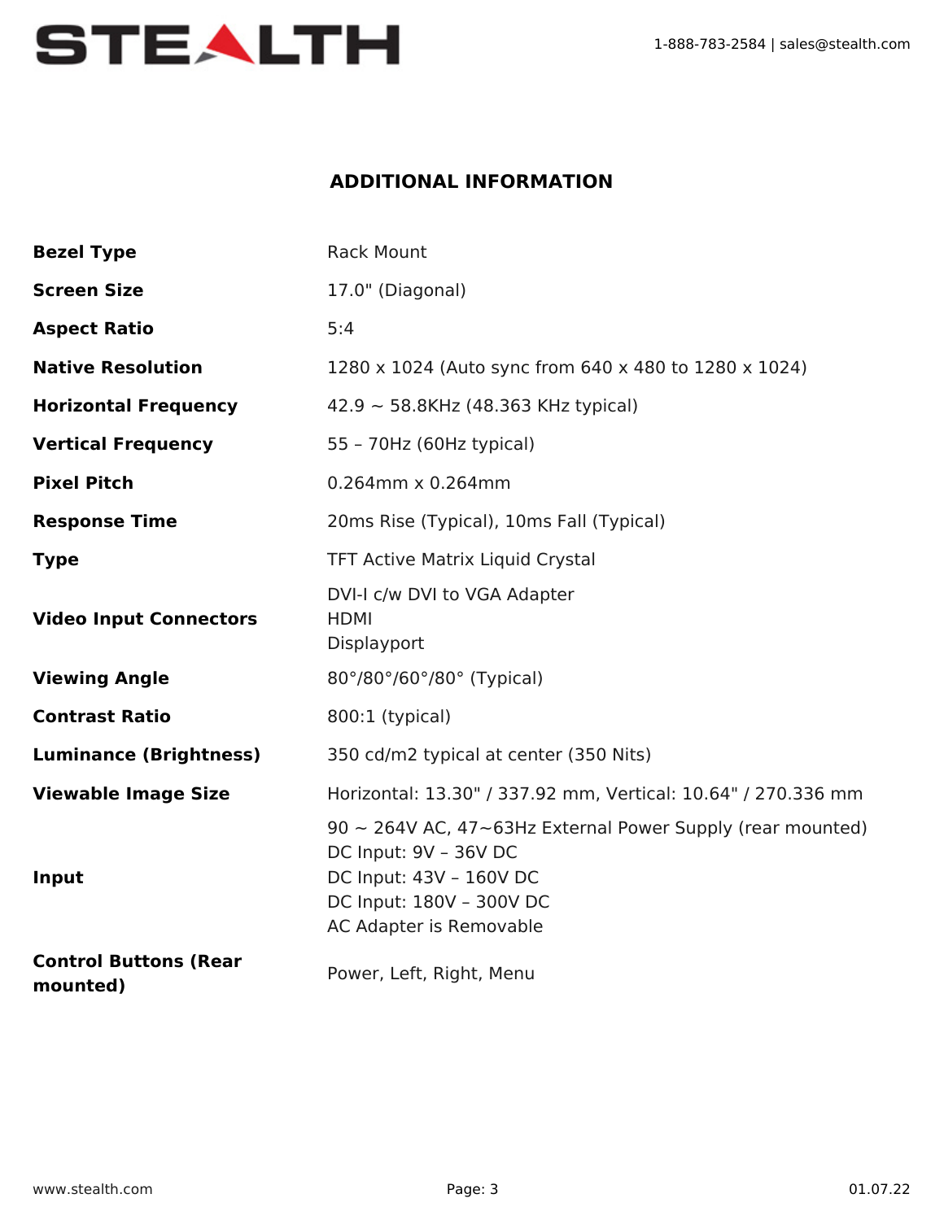## ADDITIONAL INFORMATION

| | |
|---|---|
| **Bezel Type** | Rack Mount |
| **Screen Size** | 17.0" (Diagonal) |
| **Aspect Ratio** | 5:4 |
| **Native Resolution** | 1280 x 1024 (Auto sync from 640 x 480 to 1280 x 1024) |
| **Horizontal Frequency** | 42.9 ~ 58.8KHz (48.363 KHz typical) |
| **Vertical Frequency** | 55 – 70Hz (60Hz typical) |
| **Pixel Pitch** | 0.264mm x 0.264mm |
| **Response Time** | 20ms Rise (Typical), 10ms Fall (Typical) |
| **Type** | TFT Active Matrix Liquid Crystal |
| **Video Input Connectors** | DVI-I c/w DVI to VGA Adapter<br>HDMI<br>Displayport |
| **Viewing Angle** | 80°/80°/60°/80° (Typical) |
| **Contrast Ratio** | 800:1 (typical) |
| **Luminance (Brightness)** | 350 cd/m2 typical at center (350 Nits) |
| **Viewable Image Size** | Horizontal: 13.30" / 337.92 mm, Vertical: 10.64" / 270.336 mm |
| **Input** | 90 ~ 264V AC, 47~63Hz External Power Supply (rear mounted)<br>DC Input: 9V – 36V DC<br>DC Input: 43V – 160V DC<br>DC Input: 180V – 300V DC<br>AC Adapter is Removable |
| **Control Buttons (Rear mounted)** | Power, Left, Right, Menu |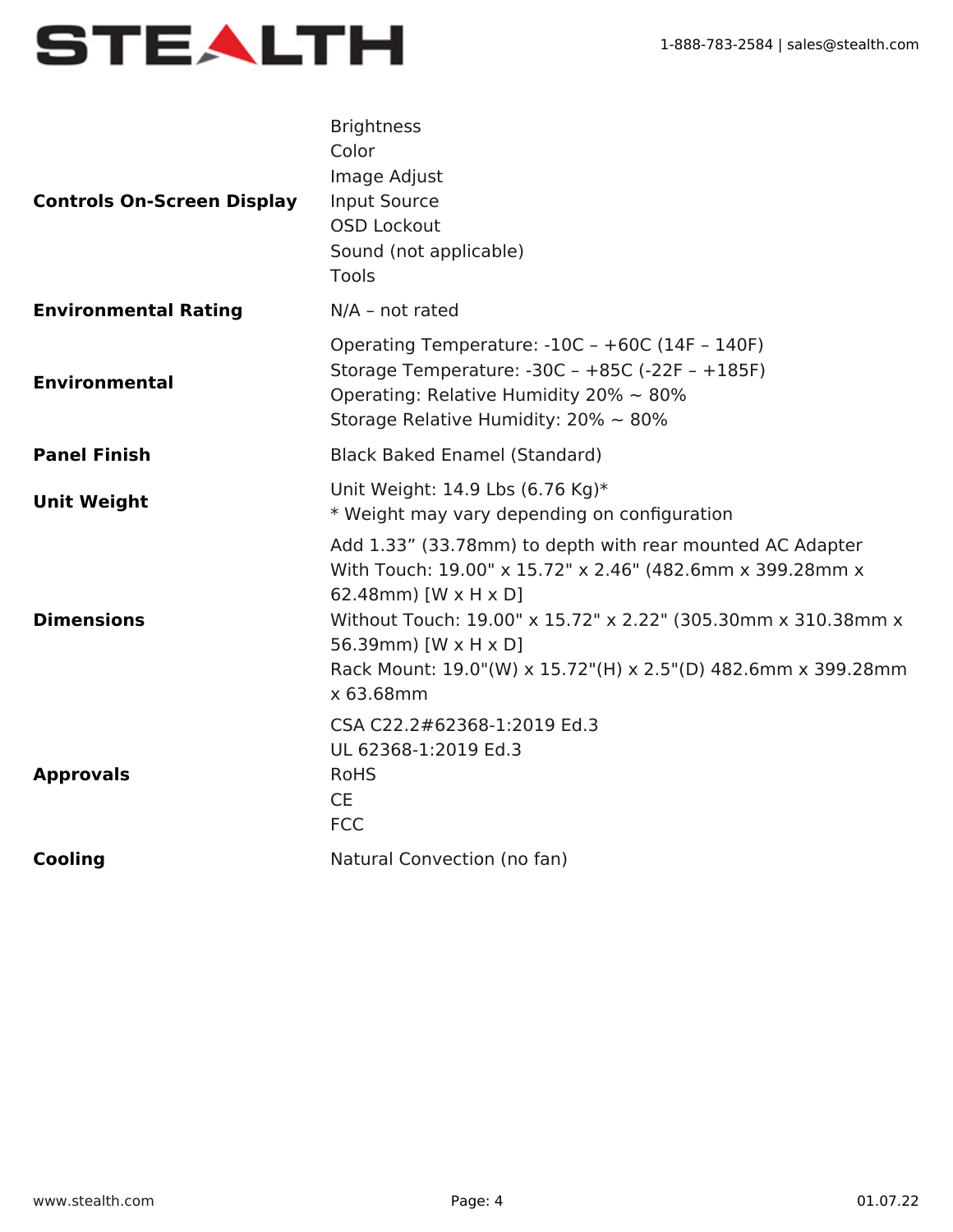| | |
|---|---|
| **Controls On-Screen Display** | Brightness<br>Color<br>Image Adjust<br>Input Source<br>OSD Lockout<br>Sound (not applicable)<br>Tools |
| **Environmental Rating** | N/A – not rated |
| **Environmental** | Operating Temperature: -10C – +60C (14F – 140F)<br>Storage Temperature: -30C – +85C (-22F – +185F)<br>Operating: Relative Humidity 20% ~ 80%<br>Storage Relative Humidity: 20% ~ 80% |
| **Panel Finish** | Black Baked Enamel (Standard) |
| **Unit Weight** | Unit Weight: 14.9 Lbs (6.76 Kg)*<br>* Weight may vary depending on configuration |
| **Dimensions** | Add 1.33” (33.78mm) to depth with rear mounted AC Adapter<br>With Touch: 19.00" x 15.72" x 2.46" (482.6mm x 399.28mm x 62.48mm) [W x H x D]<br>Without Touch: 19.00" x 15.72" x 2.22" (305.30mm x 310.38mm x 56.39mm) [W x H x D]<br>Rack Mount: 19.0"(W) x 15.72"(H) x 2.5"(D) 482.6mm x 399.28mm x 63.68mm |
| **Approvals** | CSA C22.2#62368-1:2019 Ed.3<br>UL 62368-1:2019 Ed.3<br>RoHS<br>CE<br>FCC |
| **Cooling** | Natural Convection (no fan) |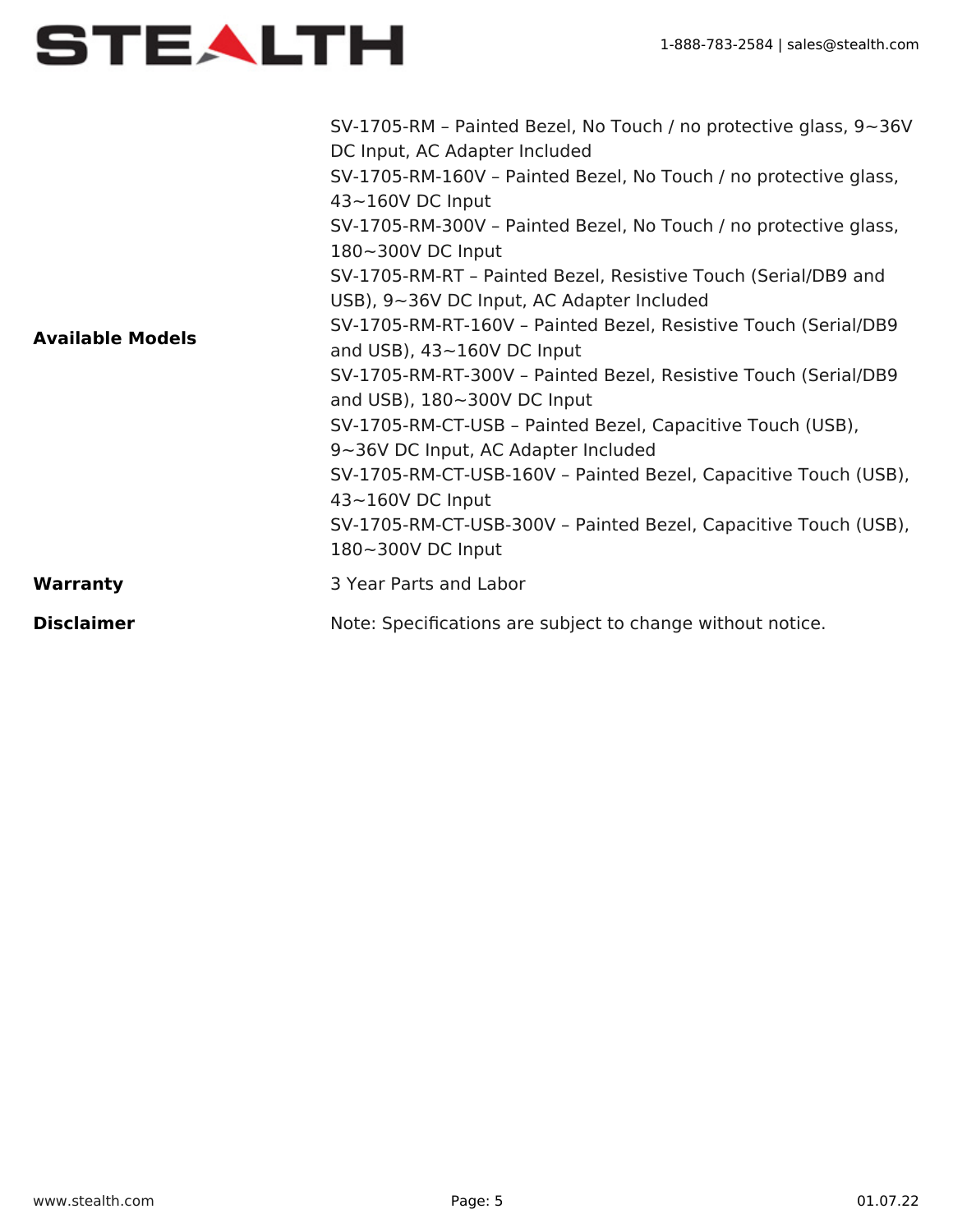| | |
|---|---|
| **Available Models** | SV-1705-RM – Painted Bezel, No Touch / no protective glass, 9~36V DC Input, AC Adapter Included<br>SV-1705-RM-160V – Painted Bezel, No Touch / no protective glass, 43~160V DC Input<br>SV-1705-RM-300V – Painted Bezel, No Touch / no protective glass, 180~300V DC Input<br>SV-1705-RM-RT – Painted Bezel, Resistive Touch (Serial/DB9 and USB), 9~36V DC Input, AC Adapter Included<br>SV-1705-RM-RT-160V – Painted Bezel, Resistive Touch (Serial/DB9 and USB), 43~160V DC Input<br>SV-1705-RM-RT-300V – Painted Bezel, Resistive Touch (Serial/DB9 and USB), 180~300V DC Input<br>SV-1705-RM-CT-USB – Painted Bezel, Capacitive Touch (USB), 9~36V DC Input, AC Adapter Included<br>SV-1705-RM-CT-USB-160V – Painted Bezel, Capacitive Touch (USB), 43~160V DC Input<br>SV-1705-RM-CT-USB-300V – Painted Bezel, Capacitive Touch (USB), 180~300V DC Input |
| **Warranty** | 3 Year Parts and Labor |
| **Disclaimer** | Note: Specifications are subject to change without notice. |